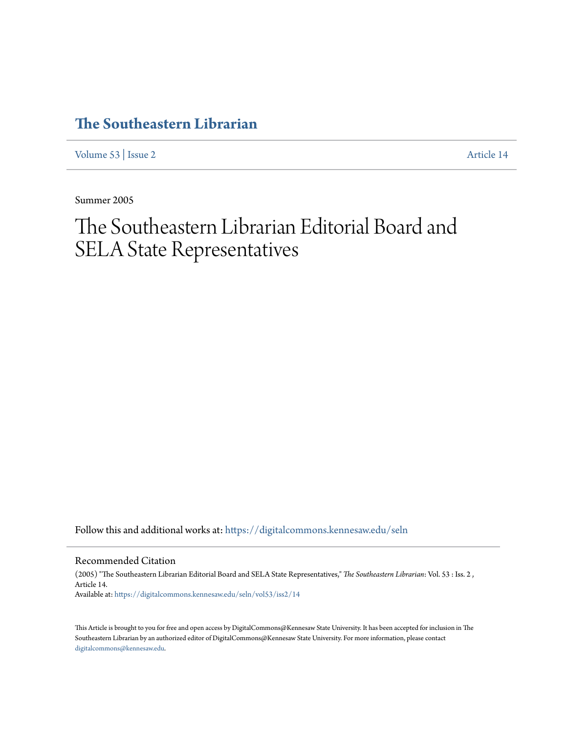# The Southeastern Librarian

Volume 53 | Issue 2 Article 14

Summer 2005

# The Southeastern Librarian Editorial Board and SELA State Representatives

Follow this and additional works at: https://digitalcommons.kennesaw.edu/seln

## Recommended Citation

(2005) "The Southeastern Librarian Editorial Board and SELA State Representatives," *The Southeastern Librarian*: Vol. 53 : Iss. 2 , Article 14.
Available at: https://digitalcommons.kennesaw.edu/seln/vol53/iss2/14

This Article is brought to you for free and open access by DigitalCommons@Kennesaw State University. It has been accepted for inclusion in The Southeastern Librarian by an authorized editor of DigitalCommons@Kennesaw State University. For more information, please contact digitalcommons@kennesaw.edu.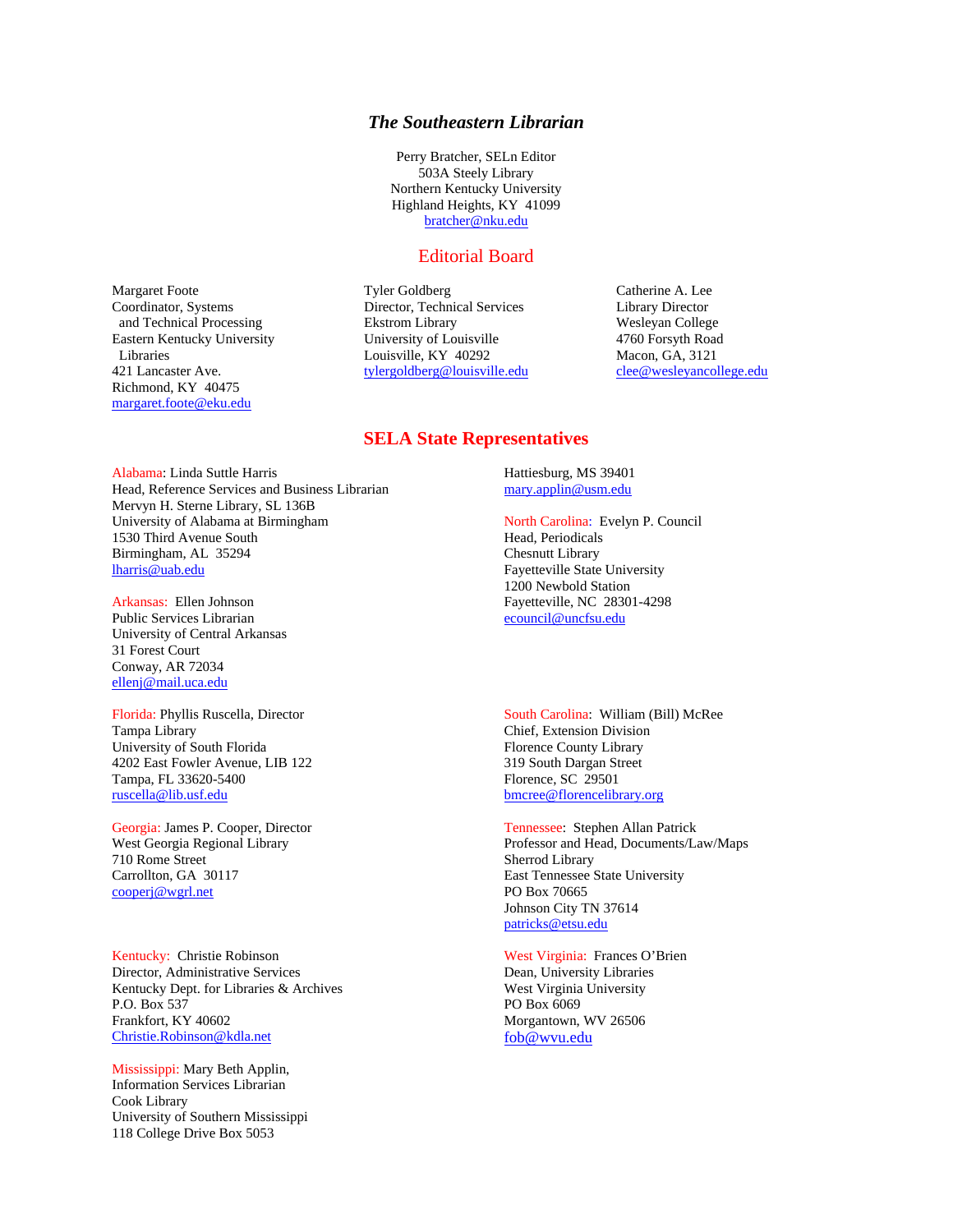# *The Southeastern Librarian*

Perry Bratcher, SELn Editor
503A Steely Library
Northern Kentucky University
Highland Heights, KY 41099
bratcher@nku.edu

## Editorial Board

Margaret Foote
Coordinator, Systems and Technical Processing
Eastern Kentucky University Libraries
421 Lancaster Ave.
Richmond, KY 40475
margaret.foote@eku.edu

Tyler Goldberg
Director, Technical Services
Ekstrom Library
University of Louisville
Louisville, KY 40292
tylergoldberg@louisville.edu

Catherine A. Lee
Library Director
Wesleyan College
4760 Forsyth Road
Macon, GA, 3121
clee@wesleyancollege.edu

## SELA State Representatives

Alabama: Linda Suttle Harris
Head, Reference Services and Business Librarian
Mervyn H. Sterne Library, SL 136B
University of Alabama at Birmingham
1530 Third Avenue South
Birmingham, AL 35294
lharris@uab.edu

Arkansas: Ellen Johnson
Public Services Librarian
University of Central Arkansas
31 Forest Court
Conway, AR 72034
ellenj@mail.uca.edu

Florida: Phyllis Ruscella, Director
Tampa Library
University of South Florida
4202 East Fowler Avenue, LIB 122
Tampa, FL 33620-5400
ruscella@lib.usf.edu

Georgia: James P. Cooper, Director
West Georgia Regional Library
710 Rome Street
Carrollton, GA 30117
cooperj@wgrl.net

Kentucky: Christie Robinson
Director, Administrative Services
Kentucky Dept. for Libraries & Archives
P.O. Box 537
Frankfort, KY 40602
Christie.Robinson@kdla.net

Mississippi: Mary Beth Applin,
Information Services Librarian
Cook Library
University of Southern Mississippi
118 College Drive Box 5053
Hattiesburg, MS 39401
mary.applin@usm.edu

North Carolina: Evelyn P. Council
Head, Periodicals
Chesnutt Library
Fayetteville State University
1200 Newbold Station
Fayetteville, NC 28301-4298
ecouncil@uncfsu.edu

South Carolina: William (Bill) McRee
Chief, Extension Division
Florence County Library
319 South Dargan Street
Florence, SC 29501
bmcree@florencelibrary.org

Tennessee: Stephen Allan Patrick
Professor and Head, Documents/Law/Maps
Sherrod Library
East Tennessee State University
PO Box 70665
Johnson City TN 37614
patricks@etsu.edu

West Virginia: Frances O'Brien
Dean, University Libraries
West Virginia University
PO Box 6069
Morgantown, WV 26506
fob@wvu.edu